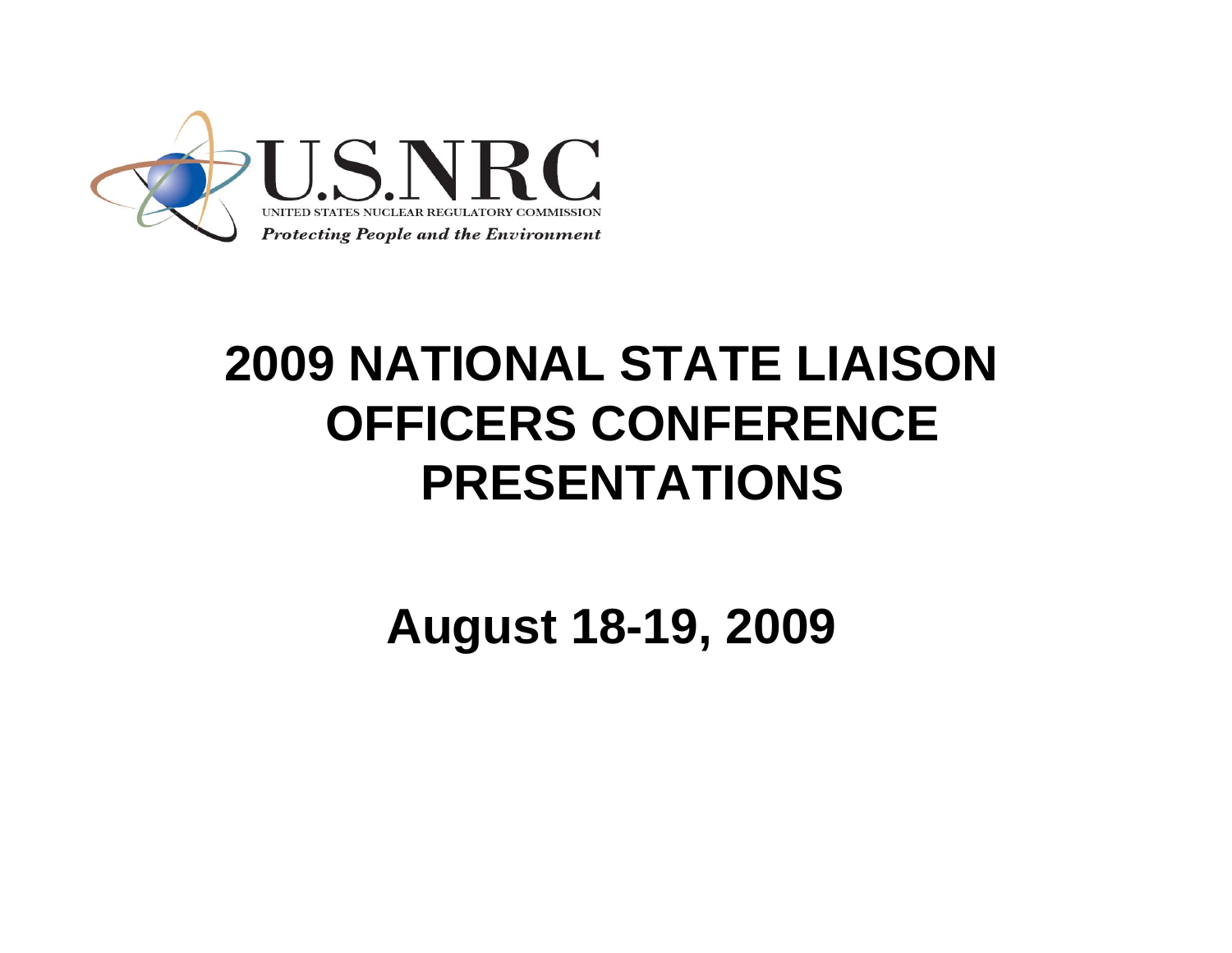U.S.NRC

UNITED STATES NUCLEAR REGULATORY COMMISSION

*Protecting People and the Environment*

# 2009 NATIONAL STATE LIAISON OFFICERS CONFERENCE PRESENTATIONS

## August 18-19, 2009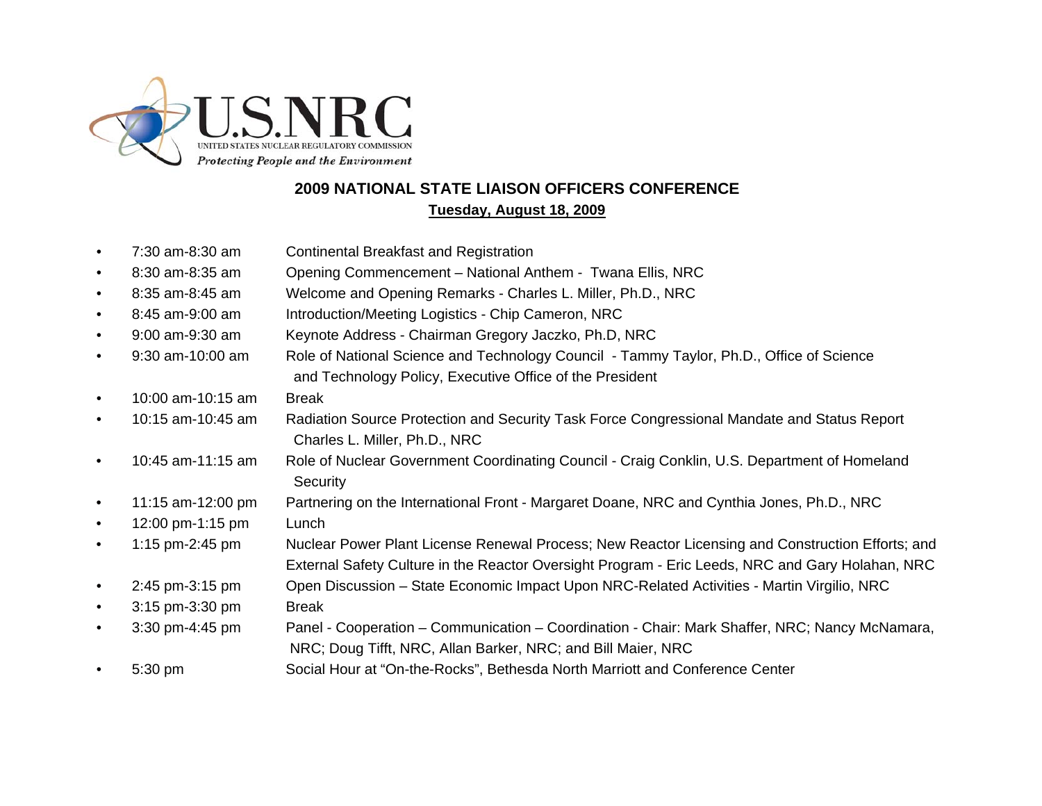U.S.NRC

UNITED STATES NUCLEAR REGULATORY COMMISSION

*Protecting People and the Environment*

## 2009 NATIONAL STATE LIAISON OFFICERS CONFERENCE

**Tuesday, August 18, 2009**

- 7:30 am-8:30 am — Continental Breakfast and Registration
- 8:30 am-8:35 am — Opening Commencement – National Anthem - Twana Ellis, NRC
- 8:35 am-8:45 am — Welcome and Opening Remarks - Charles L. Miller, Ph.D., NRC
- 8:45 am-9:00 am — Introduction/Meeting Logistics - Chip Cameron, NRC
- 9:00 am-9:30 am — Keynote Address - Chairman Gregory Jaczko, Ph.D, NRC
- 9:30 am-10:00 am — Role of National Science and Technology Council - Tammy Taylor, Ph.D., Office of Science and Technology Policy, Executive Office of the President
- 10:00 am-10:15 am — Break
- 10:15 am-10:45 am — Radiation Source Protection and Security Task Force Congressional Mandate and Status Report Charles L. Miller, Ph.D., NRC
- 10:45 am-11:15 am — Role of Nuclear Government Coordinating Council - Craig Conklin, U.S. Department of Homeland Security
- 11:15 am-12:00 pm — Partnering on the International Front - Margaret Doane, NRC and Cynthia Jones, Ph.D., NRC
- 12:00 pm-1:15 pm — Lunch
- 1:15 pm-2:45 pm — Nuclear Power Plant License Renewal Process; New Reactor Licensing and Construction Efforts; and External Safety Culture in the Reactor Oversight Program - Eric Leeds, NRC and Gary Holahan, NRC
- 2:45 pm-3:15 pm — Open Discussion – State Economic Impact Upon NRC-Related Activities - Martin Virgilio, NRC
- 3:15 pm-3:30 pm — Break
- 3:30 pm-4:45 pm — Panel - Cooperation – Communication – Coordination - Chair: Mark Shaffer, NRC; Nancy McNamara, NRC; Doug Tifft, NRC, Allan Barker, NRC; and Bill Maier, NRC
- 5:30 pm — Social Hour at "On-the-Rocks", Bethesda North Marriott and Conference Center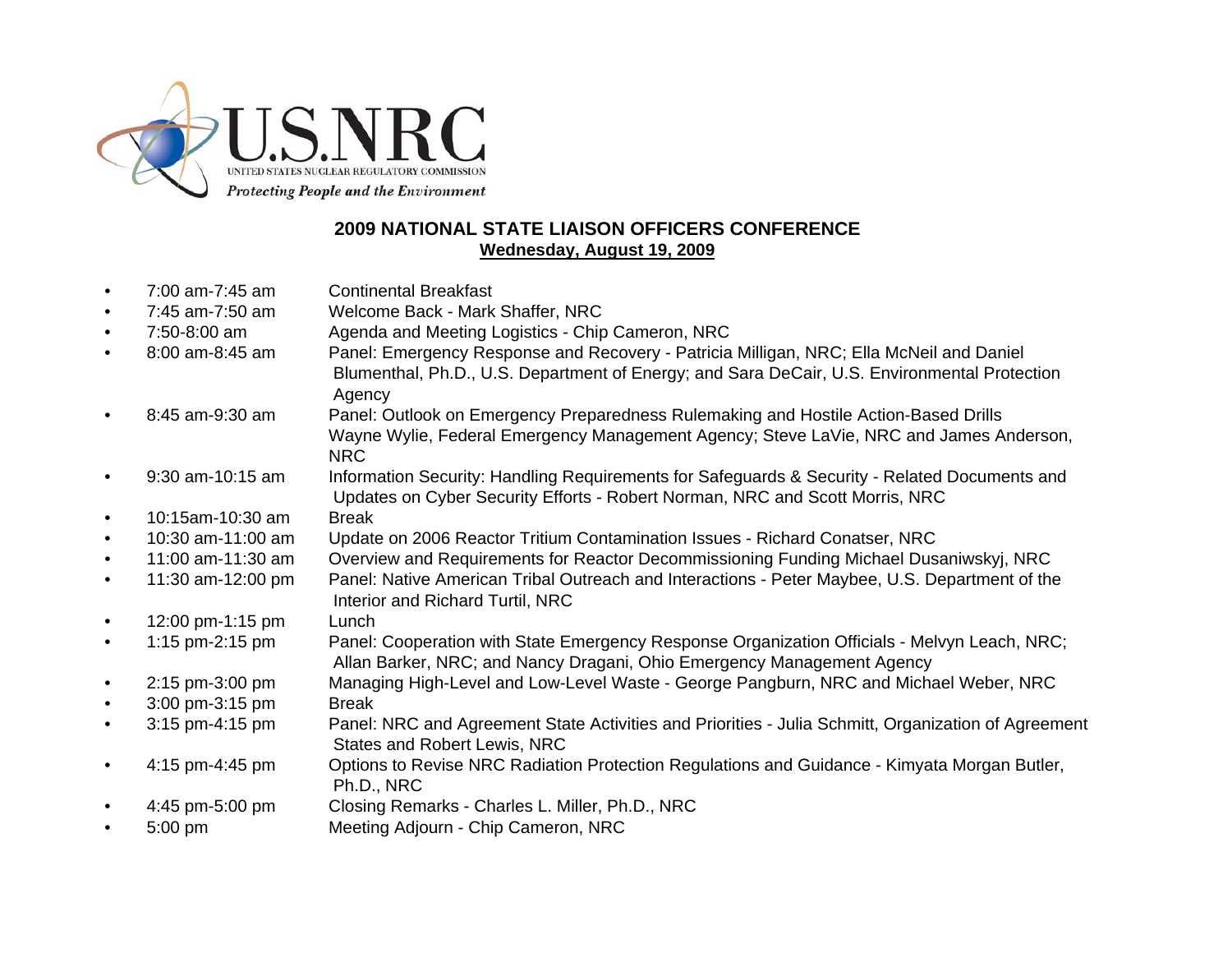U.S.NRC

UNITED STATES NUCLEAR REGULATORY COMMISSION

*Protecting People and the Environment*

## 2009 NATIONAL STATE LIAISON OFFICERS CONFERENCE

**Wednesday, August 19, 2009**

- 7:00 am-7:45 am — Continental Breakfast
- 7:45 am-7:50 am — Welcome Back - Mark Shaffer, NRC
- 7:50-8:00 am — Agenda and Meeting Logistics - Chip Cameron, NRC
- 8:00 am-8:45 am — Panel: Emergency Response and Recovery - Patricia Milligan, NRC; Ella McNeil and Daniel Blumenthal, Ph.D., U.S. Department of Energy; and Sara DeCair, U.S. Environmental Protection Agency
- 8:45 am-9:30 am — Panel: Outlook on Emergency Preparedness Rulemaking and Hostile Action-Based Drills Wayne Wylie, Federal Emergency Management Agency; Steve LaVie, NRC and James Anderson, NRC
- 9:30 am-10:15 am — Information Security: Handling Requirements for Safeguards & Security - Related Documents and Updates on Cyber Security Efforts - Robert Norman, NRC and Scott Morris, NRC
- 10:15am-10:30 am — Break
- 10:30 am-11:00 am — Update on 2006 Reactor Tritium Contamination Issues - Richard Conatser, NRC
- 11:00 am-11:30 am — Overview and Requirements for Reactor Decommissioning Funding Michael Dusaniwskyj, NRC
- 11:30 am-12:00 pm — Panel: Native American Tribal Outreach and Interactions - Peter Maybee, U.S. Department of the Interior and Richard Turtil, NRC
- 12:00 pm-1:15 pm — Lunch
- 1:15 pm-2:15 pm — Panel: Cooperation with State Emergency Response Organization Officials - Melvyn Leach, NRC; Allan Barker, NRC; and Nancy Dragani, Ohio Emergency Management Agency
- 2:15 pm-3:00 pm — Managing High-Level and Low-Level Waste - George Pangburn, NRC and Michael Weber, NRC
- 3:00 pm-3:15 pm — Break
- 3:15 pm-4:15 pm — Panel: NRC and Agreement State Activities and Priorities - Julia Schmitt, Organization of Agreement States and Robert Lewis, NRC
- 4:15 pm-4:45 pm — Options to Revise NRC Radiation Protection Regulations and Guidance - Kimyata Morgan Butler, Ph.D., NRC
- 4:45 pm-5:00 pm — Closing Remarks - Charles L. Miller, Ph.D., NRC
- 5:00 pm — Meeting Adjourn - Chip Cameron, NRC